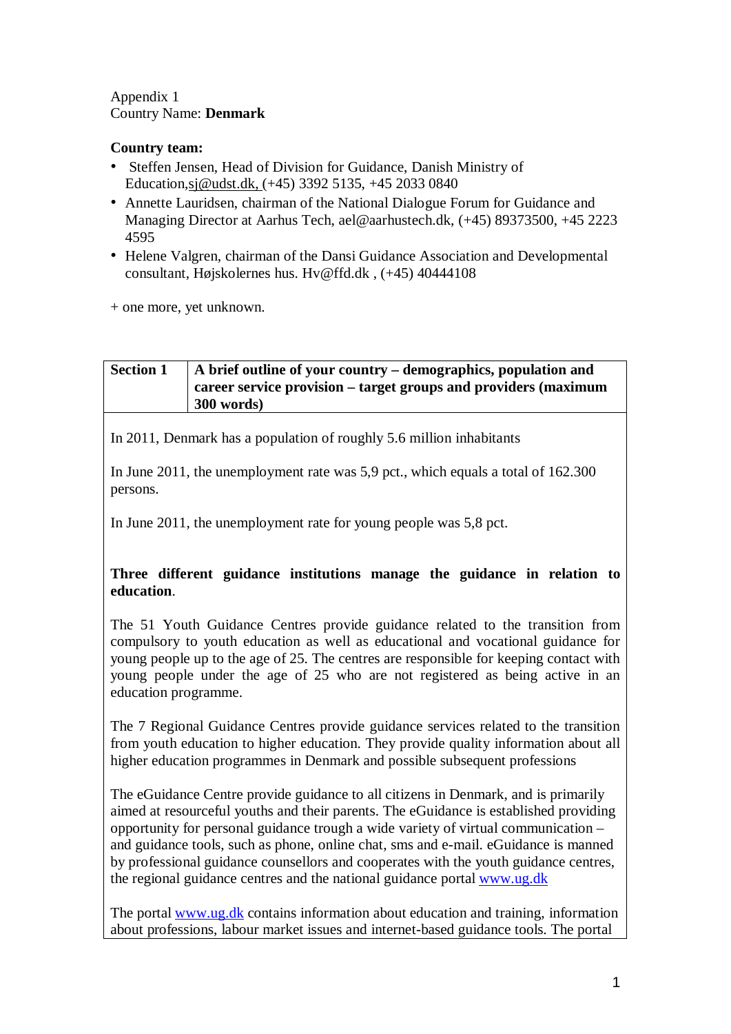Appendix 1
Country Name: **Denmark**

**Country team:**

- Steffen Jensen, Head of Division for Guidance, Danish Ministry of Education,sj@udst.dk, (+45) 3392 5135, +45 2033 0840
- Annette Lauridsen, chairman of the National Dialogue Forum for Guidance and Managing Director at Aarhus Tech, ael@aarhustech.dk, (+45) 89373500, +45 2223 4595
- Helene Valgren, chairman of the Dansi Guidance Association and Developmental consultant, Højskolernes hus. Hv@ffd.dk , (+45) 40444108

+ one more, yet unknown.

| **Section 1** | **A brief outline of your country – demographics, population and career service provision – target groups and providers (maximum 300 words)** |
|---|---|

In 2011, Denmark has a population of roughly 5.6 million inhabitants

In June 2011, the unemployment rate was 5,9 pct., which equals a total of 162.300 persons.

In June 2011, the unemployment rate for young people was 5,8 pct.

**Three different guidance institutions manage the guidance in relation to education**.

The 51 Youth Guidance Centres provide guidance related to the transition from compulsory to youth education as well as educational and vocational guidance for young people up to the age of 25. The centres are responsible for keeping contact with young people under the age of 25 who are not registered as being active in an education programme.

The 7 Regional Guidance Centres provide guidance services related to the transition from youth education to higher education. They provide quality information about all higher education programmes in Denmark and possible subsequent professions

The eGuidance Centre provide guidance to all citizens in Denmark, and is primarily aimed at resourceful youths and their parents. The eGuidance is established providing opportunity for personal guidance trough a wide variety of virtual communication – and guidance tools, such as phone, online chat, sms and e-mail. eGuidance is manned by professional guidance counsellors and cooperates with the youth guidance centres, the regional guidance centres and the national guidance portal www.ug.dk

The portal www.ug.dk contains information about education and training, information about professions, labour market issues and internet-based guidance tools. The portal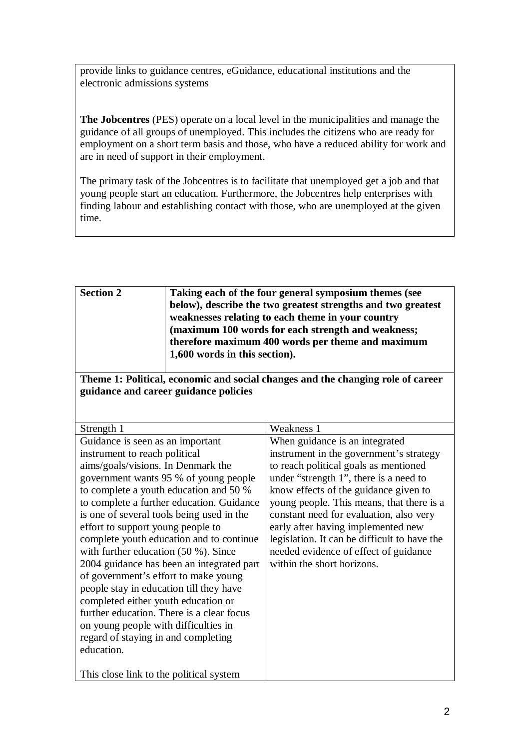provide links to guidance centres, eGuidance, educational institutions and the electronic admissions systems

**The Jobcentres** (PES) operate on a local level in the municipalities and manage the guidance of all groups of unemployed. This includes the citizens who are ready for employment on a short term basis and those, who have a reduced ability for work and are in need of support in their employment.

The primary task of the Jobcentres is to facilitate that unemployed get a job and that young people start an education. Furthermore, the Jobcentres help enterprises with finding labour and establishing contact with those, who are unemployed at the given time.

| **Section 2** | **Taking each of the four general symposium themes (see below), describe the two greatest strengths and two greatest weaknesses relating to each theme in your country (maximum 100 words for each strength and weakness; therefore maximum 400 words per theme and maximum 1,600 words in this section).** |
|---|---|

**Theme 1: Political, economic and social changes and the changing role of career guidance and career guidance policies**

| Strength 1 | Weakness 1 |
|---|---|
| Guidance is seen as an important instrument to reach political aims/goals/visions. In Denmark the government wants 95 % of young people to complete a youth education and 50 % to complete a further education. Guidance is one of several tools being used in the effort to support young people to complete youth education and to continue with further education (50 %). Since 2004 guidance has been an integrated part of government's effort to make young people stay in education till they have completed either youth education or further education. There is a clear focus on young people with difficulties in regard of staying in and completing education.<br><br>This close link to the political system | When guidance is an integrated instrument in the government's strategy to reach political goals as mentioned under "strength 1", there is a need to know effects of the guidance given to young people. This means, that there is a constant need for evaluation, also very early after having implemented new legislation. It can be difficult to have the needed evidence of effect of guidance within the short horizons. |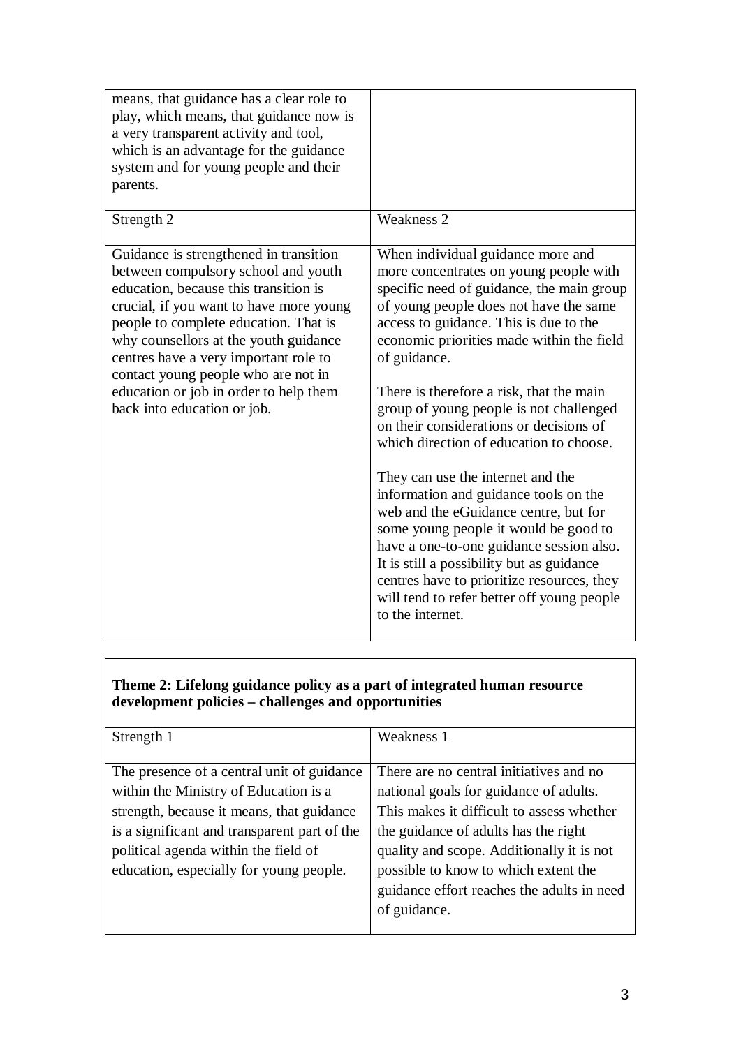| | |
|---|---|
| means, that guidance has a clear role to play, which means, that guidance now is a very transparent activity and tool, which is an advantage for the guidance system and for young people and their parents. | |
| Strength 2 | Weakness 2 |
| Guidance is strengthened in transition between compulsory school and youth education, because this transition is crucial, if you want to have more young people to complete education. That is why counsellors at the youth guidance centres have a very important role to contact young people who are not in education or job in order to help them back into education or job. | When individual guidance more and more concentrates on young people with specific need of guidance, the main group of young people does not have the same access to guidance. This is due to the economic priorities made within the field of guidance.<br><br>There is therefore a risk, that the main group of young people is not challenged on their considerations or decisions of which direction of education to choose.<br><br>They can use the internet and the information and guidance tools on the web and the eGuidance centre, but for some young people it would be good to have a one-to-one guidance session also. It is still a possibility but as guidance centres have to prioritize resources, they will tend to refer better off young people to the internet. |

| **Theme 2: Lifelong guidance policy as a part of integrated human resource development policies – challenges and opportunities** | |
|---|---|
| Strength 1 | Weakness 1 |
| The presence of a central unit of guidance within the Ministry of Education is a strength, because it means, that guidance is a significant and transparent part of the political agenda within the field of education, especially for young people. | There are no central initiatives and no national goals for guidance of adults. This makes it difficult to assess whether the guidance of adults has the right quality and scope. Additionally it is not possible to know to which extent the guidance effort reaches the adults in need of guidance. |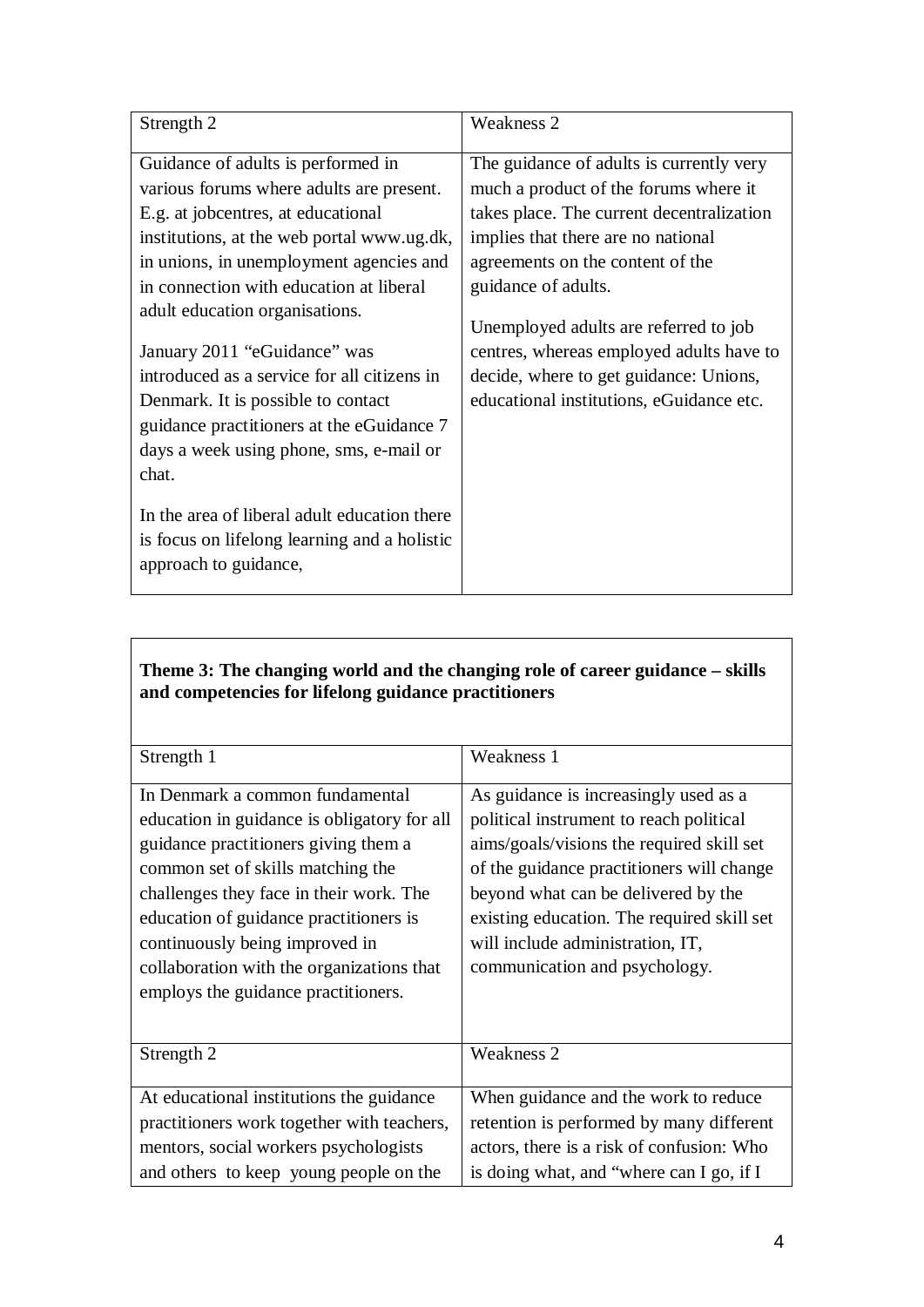| Strength 2 | Weakness 2 |
| --- | --- |
| Guidance of adults is performed in various forums where adults are present. E.g. at jobcentres, at educational institutions, at the web portal www.ug.dk, in unions, in unemployment agencies and in connection with education at liberal adult education organisations.<br><br>January 2011 "eGuidance" was introduced as a service for all citizens in Denmark. It is possible to contact guidance practitioners at the eGuidance 7 days a week using phone, sms, e-mail or chat.<br><br>In the area of liberal adult education there is focus on lifelong learning and a holistic approach to guidance, | The guidance of adults is currently very much a product of the forums where it takes place. The current decentralization implies that there are no national agreements on the content of the guidance of adults.<br><br>Unemployed adults are referred to job centres, whereas employed adults have to decide, where to get guidance: Unions, educational institutions, eGuidance etc. |

**Theme 3: The changing world and the changing role of career guidance – skills and competencies for lifelong guidance practitioners**

| Strength 1 | Weakness 1 |
| --- | --- |
| In Denmark a common fundamental education in guidance is obligatory for all guidance practitioners giving them a common set of skills matching the challenges they face in their work. The education of guidance practitioners is continuously being improved in collaboration with the organizations that employs the guidance practitioners. | As guidance is increasingly used as a political instrument to reach political aims/goals/visions the required skill set of the guidance practitioners will change beyond what can be delivered by the existing education. The required skill set will include administration, IT, communication and psychology. |
| **Strength 2** | **Weakness 2** |
| At educational institutions the guidance practitioners work together with teachers, mentors, social workers psychologists and others to keep young people on the | When guidance and the work to reduce retention is performed by many different actors, there is a risk of confusion: Who is doing what, and "where can I go, if I |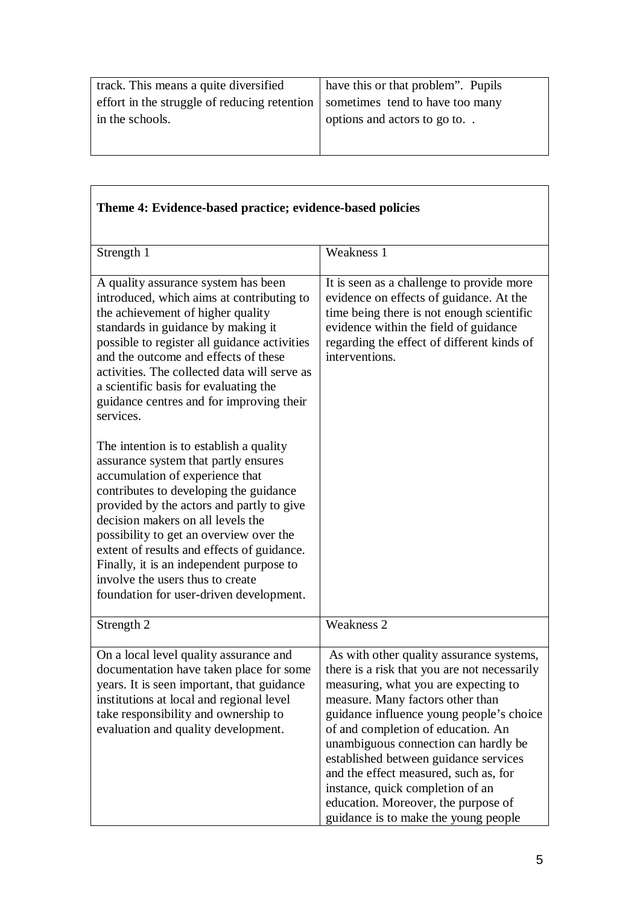| | |
|---|---|
| track. This means a quite diversified effort in the struggle of reducing retention in the schools. | have this or that problem". Pupils sometimes tend to have too many options and actors to go to. . |

| **Theme 4: Evidence-based practice; evidence-based policies** | |
|---|---|
| Strength 1 | Weakness 1 |
| A quality assurance system has been introduced, which aims at contributing to the achievement of higher quality standards in guidance by making it possible to register all guidance activities and the outcome and effects of these activities. The collected data will serve as a scientific basis for evaluating the guidance centres and for improving their services.<br><br>The intention is to establish a quality assurance system that partly ensures accumulation of experience that contributes to developing the guidance provided by the actors and partly to give decision makers on all levels the possibility to get an overview over the extent of results and effects of guidance. Finally, it is an independent purpose to involve the users thus to create foundation for user-driven development. | It is seen as a challenge to provide more evidence on effects of guidance. At the time being there is not enough scientific evidence within the field of guidance regarding the effect of different kinds of interventions. |
| Strength 2 | Weakness 2 |
| On a local level quality assurance and documentation have taken place for some years. It is seen important, that guidance institutions at local and regional level take responsibility and ownership to evaluation and quality development. | As with other quality assurance systems, there is a risk that you are not necessarily measuring, what you are expecting to measure. Many factors other than guidance influence young people's choice of and completion of education. An unambiguous connection can hardly be established between guidance services and the effect measured, such as, for instance, quick completion of an education. Moreover, the purpose of guidance is to make the young people |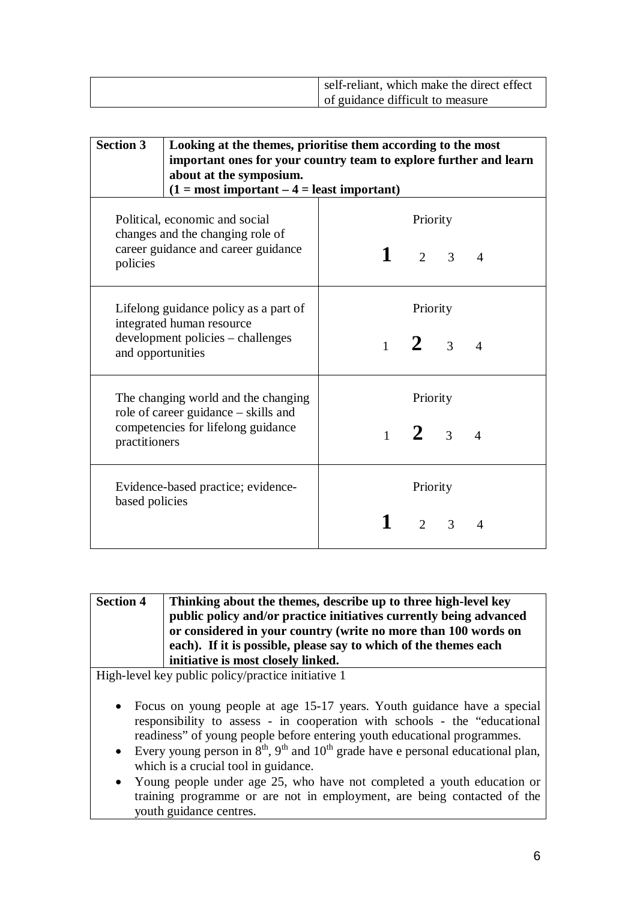| | |
|---|---|
| | self-reliant, which make the direct effect of guidance difficult to measure |

| **Section 3** | **Looking at the themes, prioritise them according to the most important ones for your country team to explore further and learn about at the symposium. (1 = most important – 4 = least important)** |
|---|---|
| Political, economic and social changes and the changing role of career guidance and career guidance policies | Priority<br>**1** 2 3 4 |
| Lifelong guidance policy as a part of integrated human resource development policies – challenges and opportunities | Priority<br>1 **2** 3 4 |
| The changing world and the changing role of career guidance – skills and competencies for lifelong guidance practitioners | Priority<br>1 **2** 3 4 |
| Evidence-based practice; evidence-based policies | Priority<br>**1** 2 3 4 |

| **Section 4** | **Thinking about the themes, describe up to three high-level key public policy and/or practice initiatives currently being advanced or considered in your country (write no more than 100 words on each). If it is possible, please say to which of the themes each initiative is most closely linked.** |
|---|---|

High-level key public policy/practice initiative 1

- Focus on young people at age 15-17 years. Youth guidance have a special responsibility to assess - in cooperation with schools - the "educational readiness" of young people before entering youth educational programmes.
- Every young person in 8th, 9th and 10th grade have e personal educational plan, which is a crucial tool in guidance.
- Young people under age 25, who have not completed a youth education or training programme or are not in employment, are being contacted of the youth guidance centres.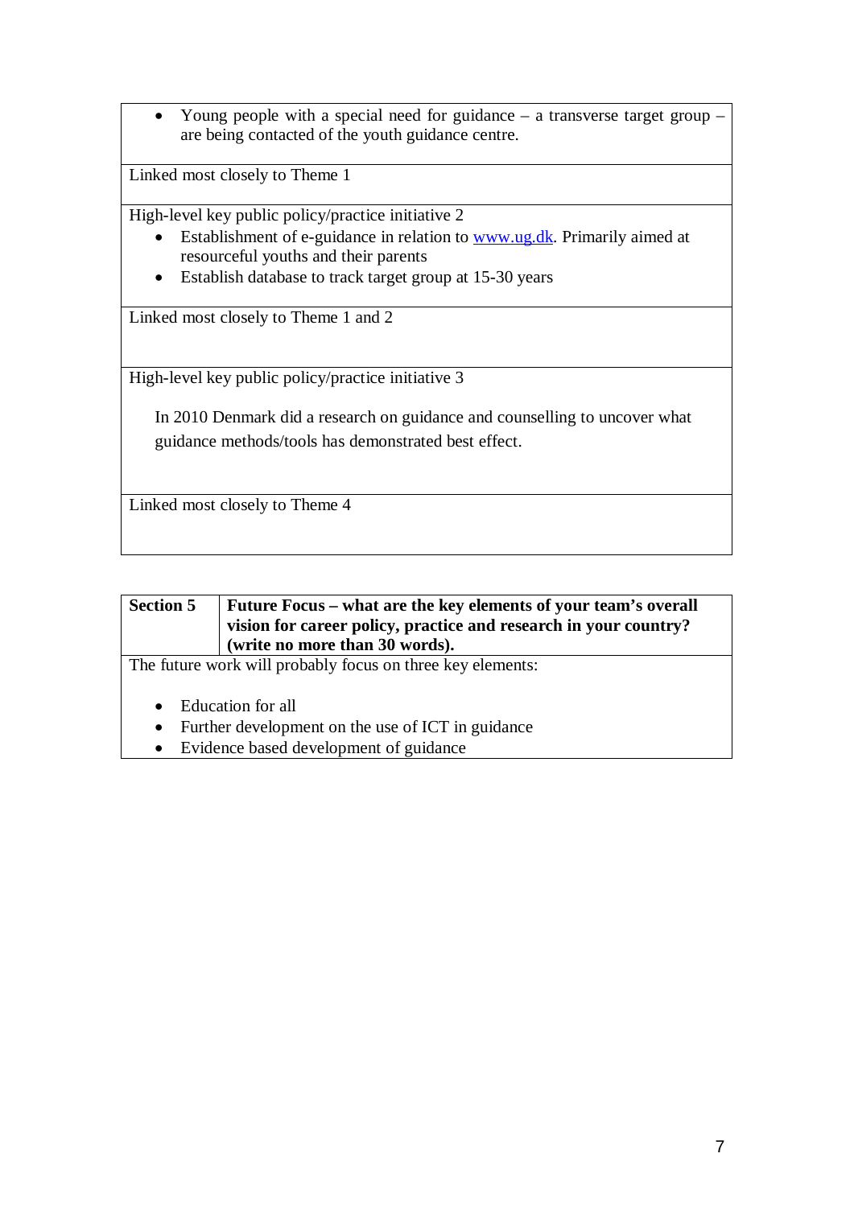- Young people with a special need for guidance – a transverse target group – are being contacted of the youth guidance centre.

Linked most closely to Theme 1

High-level key public policy/practice initiative 2

- Establishment of e-guidance in relation to www.ug.dk. Primarily aimed at resourceful youths and their parents
- Establish database to track target group at 15-30 years

Linked most closely to Theme 1 and 2

High-level key public policy/practice initiative 3

In 2010 Denmark did a research on guidance and counselling to uncover what guidance methods/tools has demonstrated best effect.

Linked most closely to Theme 4

| | |
|---|---|
| **Section 5** | **Future Focus – what are the key elements of your team's overall vision for career policy, practice and research in your country? (write no more than 30 words).** |

The future work will probably focus on three key elements:

- Education for all
- Further development on the use of ICT in guidance
- Evidence based development of guidance